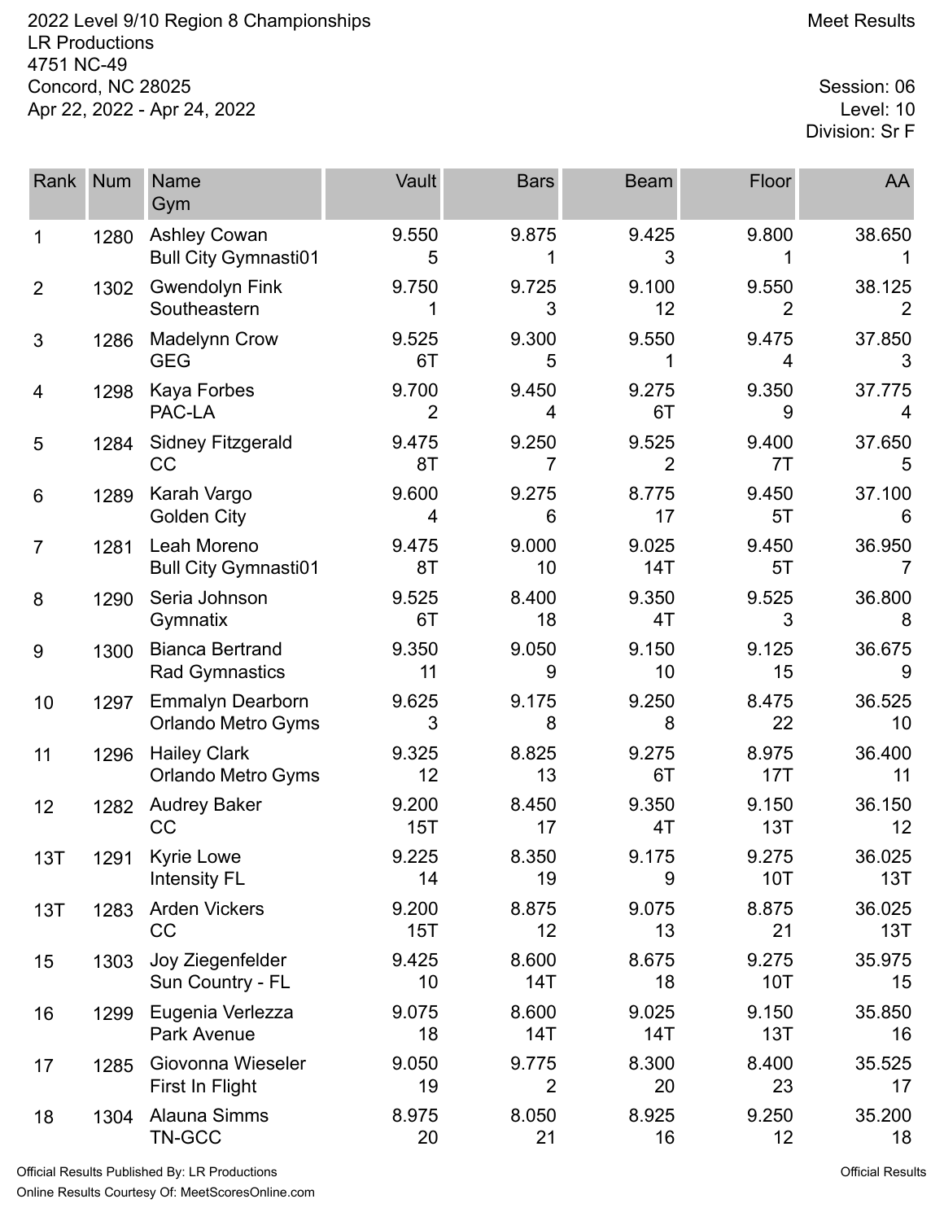2022 Level 9/10 Region 8 Championships
LR Productions
4751 NC-49
Concord, NC 28025
Apr 22, 2022 - Apr 24, 2022

Meet Results

Session: 06
Level: 10
Division: Sr F

| Rank | Num | Name<br>Gym | Vault | Bars | Beam | Floor | AA |
|---|---|---|---|---|---|---|---|
| 1 | 1280 | Ashley Cowan<br>Bull City Gymnasti01 | 9.550<br>5 | 9.875<br>1 | 9.425<br>3 | 9.800<br>1 | 38.650<br>1 |
| 2 | 1302 | Gwendolyn Fink<br>Southeastern | 9.750<br>1 | 9.725<br>3 | 9.100<br>12 | 9.550<br>2 | 38.125<br>2 |
| 3 | 1286 | Madelynn Crow<br>GEG | 9.525<br>6T | 9.300<br>5 | 9.550<br>1 | 9.475<br>4 | 37.850<br>3 |
| 4 | 1298 | Kaya Forbes<br>PAC-LA | 9.700<br>2 | 9.450<br>4 | 9.275<br>6T | 9.350<br>9 | 37.775<br>4 |
| 5 | 1284 | Sidney Fitzgerald<br>CC | 9.475<br>8T | 9.250<br>7 | 9.525<br>2 | 9.400<br>7T | 37.650<br>5 |
| 6 | 1289 | Karah Vargo<br>Golden City | 9.600<br>4 | 9.275<br>6 | 8.775<br>17 | 9.450<br>5T | 37.100<br>6 |
| 7 | 1281 | Leah Moreno<br>Bull City Gymnasti01 | 9.475<br>8T | 9.000<br>10 | 9.025<br>14T | 9.450<br>5T | 36.950<br>7 |
| 8 | 1290 | Seria Johnson<br>Gymnatix | 9.525<br>6T | 8.400<br>18 | 9.350<br>4T | 9.525<br>3 | 36.800<br>8 |
| 9 | 1300 | Bianca Bertrand<br>Rad Gymnastics | 9.350<br>11 | 9.050<br>9 | 9.150<br>10 | 9.125<br>15 | 36.675<br>9 |
| 10 | 1297 | Emmalyn Dearborn<br>Orlando Metro Gyms | 9.625<br>3 | 9.175<br>8 | 9.250<br>8 | 8.475<br>22 | 36.525<br>10 |
| 11 | 1296 | Hailey Clark<br>Orlando Metro Gyms | 9.325<br>12 | 8.825<br>13 | 9.275<br>6T | 8.975<br>17T | 36.400<br>11 |
| 12 | 1282 | Audrey Baker<br>CC | 9.200<br>15T | 8.450<br>17 | 9.350<br>4T | 9.150<br>13T | 36.150<br>12 |
| 13T | 1291 | Kyrie Lowe<br>Intensity FL | 9.225<br>14 | 8.350<br>19 | 9.175<br>9 | 9.275<br>10T | 36.025<br>13T |
| 13T | 1283 | Arden Vickers<br>CC | 9.200<br>15T | 8.875<br>12 | 9.075<br>13 | 8.875<br>21 | 36.025<br>13T |
| 15 | 1303 | Joy Ziegenfelder<br>Sun Country - FL | 9.425<br>10 | 8.600<br>14T | 8.675<br>18 | 9.275<br>10T | 35.975<br>15 |
| 16 | 1299 | Eugenia Verlezza<br>Park Avenue | 9.075<br>18 | 8.600<br>14T | 9.025<br>14T | 9.150<br>13T | 35.850<br>16 |
| 17 | 1285 | Giovonna Wieseler<br>First In Flight | 9.050<br>19 | 9.775<br>2 | 8.300<br>20 | 8.400<br>23 | 35.525<br>17 |
| 18 | 1304 | Alauna Simms<br>TN-GCC | 8.975<br>20 | 8.050<br>21 | 8.925<br>16 | 9.250<br>12 | 35.200<br>18 |

Official Results Published By: LR Productions
Online Results Courtesy Of: MeetScoresOnline.com

Official Results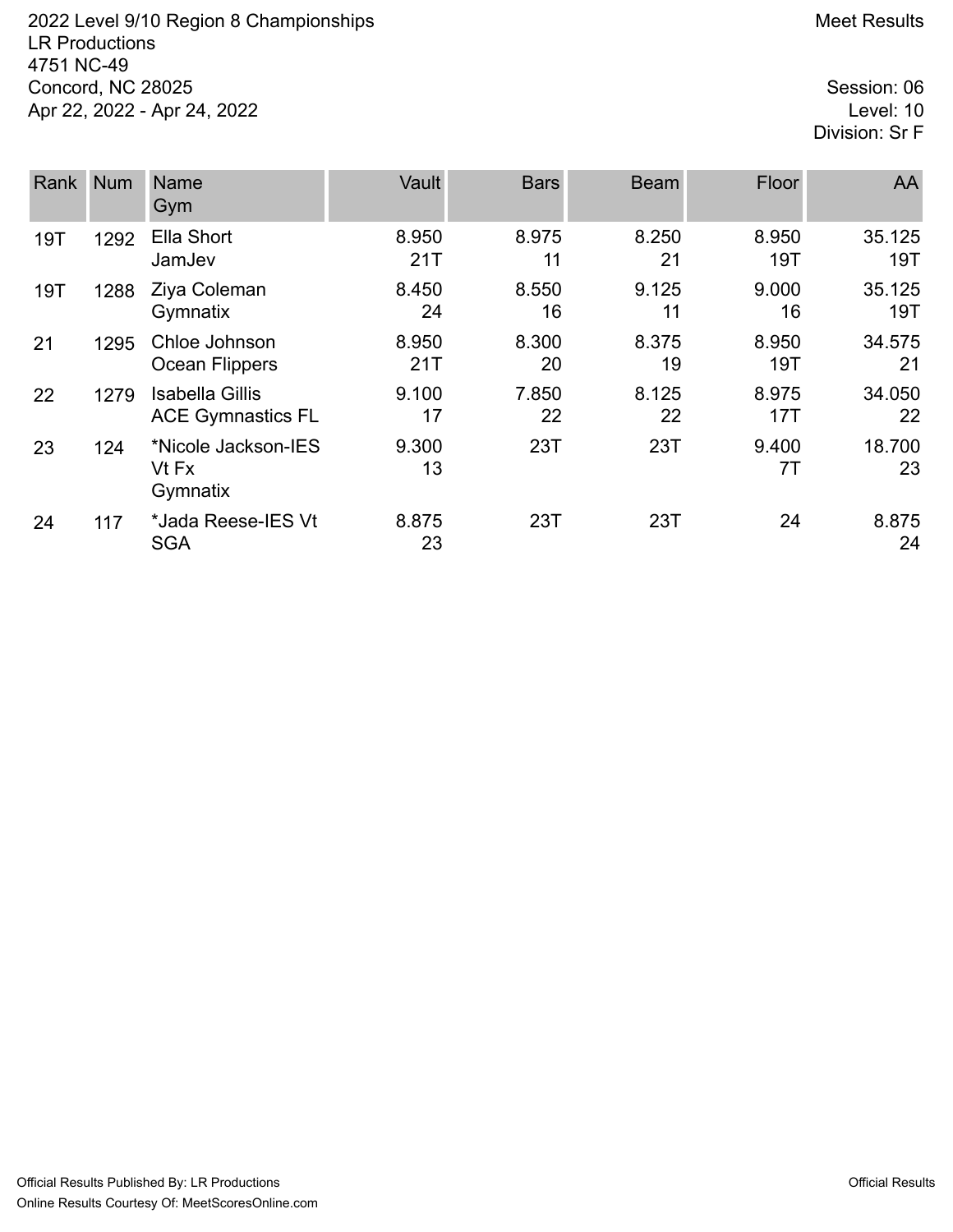2022 Level 9/10 Region 8 Championships
LR Productions
4751 NC-49
Concord, NC 28025
Apr 22, 2022 - Apr 24, 2022

Meet Results

Session: 06
Level: 10
Division: Sr F

| Rank | Num | Name<br>Gym | Vault | Bars | Beam | Floor | AA |
|---|---|---|---|---|---|---|---|
| 19T | 1292 | Ella Short<br>JamJev | 8.950<br>21T | 8.975<br>11 | 8.250<br>21 | 8.950<br>19T | 35.125<br>19T |
| 19T | 1288 | Ziya Coleman<br>Gymnatix | 8.450<br>24 | 8.550<br>16 | 9.125<br>11 | 9.000<br>16 | 35.125<br>19T |
| 21 | 1295 | Chloe Johnson<br>Ocean Flippers | 8.950<br>21T | 8.300<br>20 | 8.375<br>19 | 8.950<br>19T | 34.575<br>21 |
| 22 | 1279 | Isabella Gillis<br>ACE Gymnastics FL | 9.100<br>17 | 7.850<br>22 | 8.125<br>22 | 8.975<br>17T | 34.050<br>22 |
| 23 | 124 | *Nicole Jackson-IES Vt Fx<br>Gymnatix | 9.300<br>13 | 23T | 23T | 9.400<br>7T | 18.700<br>23 |
| 24 | 117 | *Jada Reese-IES Vt<br>SGA | 8.875<br>23 | 23T | 23T | 24 | 8.875<br>24 |

Official Results Published By: LR Productions
Online Results Courtesy Of: MeetScoresOnline.com
Official Results